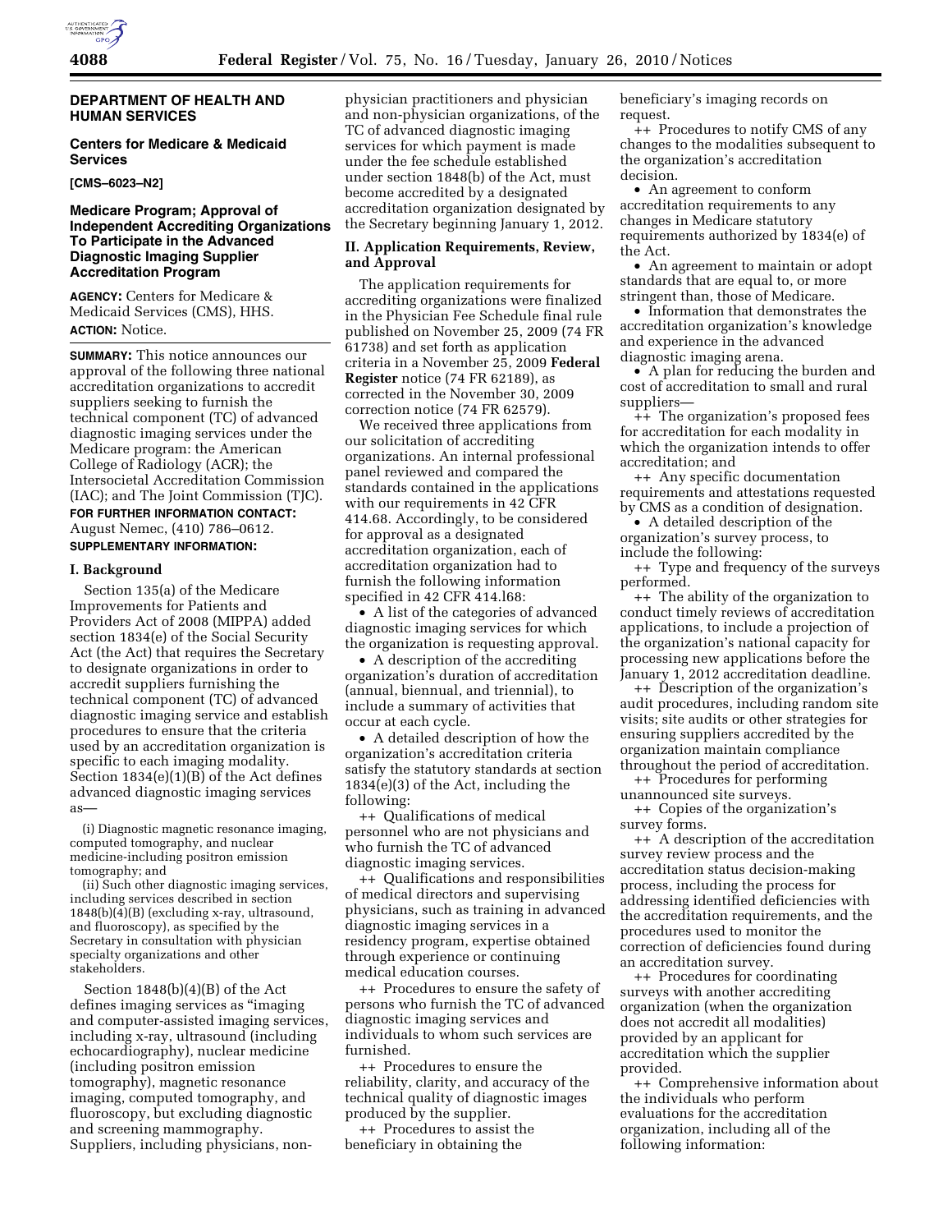## DEPARTMENT OF HEALTH AND HUMAN SERVICES

### Centers for Medicare & Medicaid Services

**[CMS–6023–N2]**

### Medicare Program; Approval of Independent Accrediting Organizations To Participate in the Advanced Diagnostic Imaging Supplier Accreditation Program

**AGENCY:** Centers for Medicare & Medicaid Services (CMS), HHS.

**ACTION:** Notice.

**SUMMARY:** This notice announces our approval of the following three national accreditation organizations to accredit suppliers seeking to furnish the technical component (TC) of advanced diagnostic imaging services under the Medicare program: the American College of Radiology (ACR); the Intersocietal Accreditation Commission (IAC); and The Joint Commission (TJC).

**FOR FURTHER INFORMATION CONTACT:** August Nemec, (410) 786–0612.

**SUPPLEMENTARY INFORMATION:**

#### I. Background

Section 135(a) of the Medicare Improvements for Patients and Providers Act of 2008 (MIPPA) added section 1834(e) of the Social Security Act (the Act) that requires the Secretary to designate organizations in order to accredit suppliers furnishing the technical component (TC) of advanced diagnostic imaging service and establish procedures to ensure that the criteria used by an accreditation organization is specific to each imaging modality. Section 1834(e)(1)(B) of the Act defines advanced diagnostic imaging services as—

(i) Diagnostic magnetic resonance imaging, computed tomography, and nuclear medicine-including positron emission tomography; and

(ii) Such other diagnostic imaging services, including services described in section 1848(b)(4)(B) (excluding x-ray, ultrasound, and fluoroscopy), as specified by the Secretary in consultation with physician specialty organizations and other stakeholders.

Section 1848(b)(4)(B) of the Act defines imaging services as "imaging and computer-assisted imaging services, including x-ray, ultrasound (including echocardiography), nuclear medicine (including positron emission tomography), magnetic resonance imaging, computed tomography, and fluoroscopy, but excluding diagnostic and screening mammography. Suppliers, including physicians, non-physician practitioners and physician and non-physician organizations, of the TC of advanced diagnostic imaging services for which payment is made under the fee schedule established under section 1848(b) of the Act, must become accredited by a designated accreditation organization designated by the Secretary beginning January 1, 2012.

#### II. Application Requirements, Review, and Approval

The application requirements for accrediting organizations were finalized in the Physician Fee Schedule final rule published on November 25, 2009 (74 FR 61738) and set forth as application criteria in a November 25, 2009 **Federal Register** notice (74 FR 62189), as corrected in the November 30, 2009 correction notice (74 FR 62579).

We received three applications from our solicitation of accrediting organizations. An internal professional panel reviewed and compared the standards contained in the applications with our requirements in 42 CFR 414.68. Accordingly, to be considered for approval as a designated accreditation organization, each of accreditation organization had to furnish the following information specified in 42 CFR 414.l68:

- A list of the categories of advanced diagnostic imaging services for which the organization is requesting approval.
- A description of the accrediting organization's duration of accreditation (annual, biennual, and triennial), to include a summary of activities that occur at each cycle.
- A detailed description of how the organization's accreditation criteria satisfy the statutory standards at section 1834(e)(3) of the Act, including the following:
  - ++ Qualifications of medical personnel who are not physicians and who furnish the TC of advanced diagnostic imaging services.
  - ++ Qualifications and responsibilities of medical directors and supervising physicians, such as training in advanced diagnostic imaging services in a residency program, expertise obtained through experience or continuing medical education courses.
  - ++ Procedures to ensure the safety of persons who furnish the TC of advanced diagnostic imaging services and individuals to whom such services are furnished.
  - ++ Procedures to ensure the reliability, clarity, and accuracy of the technical quality of diagnostic images produced by the supplier.
  - ++ Procedures to assist the beneficiary in obtaining the beneficiary's imaging records on request.
  - ++ Procedures to notify CMS of any changes to the modalities subsequent to the organization's accreditation decision.
- An agreement to conform accreditation requirements to any changes in Medicare statutory requirements authorized by 1834(e) of the Act.
- An agreement to maintain or adopt standards that are equal to, or more stringent than, those of Medicare.
- Information that demonstrates the accreditation organization's knowledge and experience in the advanced diagnostic imaging arena.
- A plan for reducing the burden and cost of accreditation to small and rural suppliers—
  - ++ The organization's proposed fees for accreditation for each modality in which the organization intends to offer accreditation; and
  - ++ Any specific documentation requirements and attestations requested by CMS as a condition of designation.
- A detailed description of the organization's survey process, to include the following:
  - ++ Type and frequency of the surveys performed.
  - ++ The ability of the organization to conduct timely reviews of accreditation applications, to include a projection of the organization's national capacity for processing new applications before the January 1, 2012 accreditation deadline.
  - ++ Description of the organization's audit procedures, including random site visits; site audits or other strategies for ensuring suppliers accredited by the organization maintain compliance throughout the period of accreditation.
  - ++ Procedures for performing unannounced site surveys.
  - ++ Copies of the organization's survey forms.
  - ++ A description of the accreditation survey review process and the accreditation status decision-making process, including the process for addressing identified deficiencies with the accreditation requirements, and the procedures used to monitor the correction of deficiencies found during an accreditation survey.
  - ++ Procedures for coordinating surveys with another accrediting organization (when the organization does not accredit all modalities) provided by an applicant for accreditation which the supplier provided.
  - ++ Comprehensive information about the individuals who perform evaluations for the accreditation organization, including all of the following information: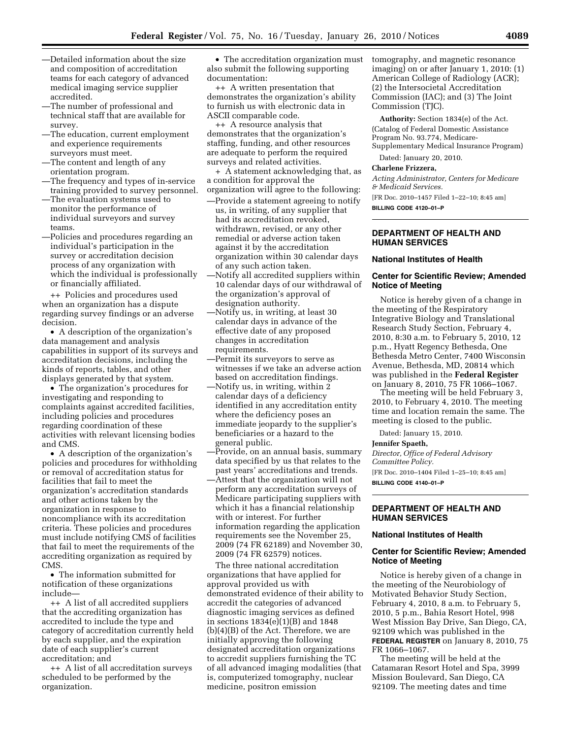—Detailed information about the size and composition of accreditation teams for each category of advanced medical imaging service supplier accredited.

—The number of professional and technical staff that are available for survey.

—The education, current employment and experience requirements surveyors must meet.

—The content and length of any orientation program.

—The frequency and types of in-service training provided to survey personnel.

—The evaluation systems used to monitor the performance of individual surveyors and survey teams.

—Policies and procedures regarding an individual's participation in the survey or accreditation decision process of any organization with which the individual is professionally or financially affiliated.

++ Policies and procedures used when an organization has a dispute regarding survey findings or an adverse decision.

• A description of the organization's data management and analysis capabilities in support of its surveys and accreditation decisions, including the kinds of reports, tables, and other displays generated by that system.

• The organization's procedures for investigating and responding to complaints against accredited facilities, including policies and procedures regarding coordination of these activities with relevant licensing bodies and CMS.

• A description of the organization's policies and procedures for withholding or removal of accreditation status for facilities that fail to meet the organization's accreditation standards and other actions taken by the organization in response to noncompliance with its accreditation criteria. These policies and procedures must include notifying CMS of facilities that fail to meet the requirements of the accrediting organization as required by CMS.

• The information submitted for notification of these organizations include—

++ A list of all accredited suppliers that the accrediting organization has accredited to include the type and category of accreditation currently held by each supplier, and the expiration date of each supplier's current accreditation; and

++ A list of all accreditation surveys scheduled to be performed by the organization.

• The accreditation organization must also submit the following supporting documentation:

++ A written presentation that demonstrates the organization's ability to furnish us with electronic data in ASCII comparable code.

++ A resource analysis that demonstrates that the organization's staffing, funding, and other resources are adequate to perform the required surveys and related activities.

+ A statement acknowledging that, as a condition for approval the organization will agree to the following:

—Provide a statement agreeing to notify us, in writing, of any supplier that had its accreditation revoked, withdrawn, revised, or any other remedial or adverse action taken against it by the accreditation organization within 30 calendar days of any such action taken.

—Notify all accredited suppliers within 10 calendar days of our withdrawal of the organization's approval of designation authority.

—Notify us, in writing, at least 30 calendar days in advance of the effective date of any proposed changes in accreditation requirements.

—Permit its surveyors to serve as witnesses if we take an adverse action based on accreditation findings.

—Notify us, in writing, within 2 calendar days of a deficiency identified in any accreditation entity where the deficiency poses an immediate jeopardy to the supplier's beneficiaries or a hazard to the general public.

—Provide, on an annual basis, summary data specified by us that relates to the past years' accreditations and trends.

—Attest that the organization will not perform any accreditation surveys of Medicare participating suppliers with which it has a financial relationship with or interest. For further information regarding the application requirements see the November 25, 2009 (74 FR 62189) and November 30, 2009 (74 FR 62579) notices.

The three national accreditation organizations that have applied for approval provided us with demonstrated evidence of their ability to accredit the categories of advanced diagnostic imaging services as defined in sections 1834(e)(1)(B) and 1848 (b)(4)(B) of the Act. Therefore, we are initially approving the following designated accreditation organizations to accredit suppliers furnishing the TC of all advanced imaging modalities (that is, computerized tomography, nuclear medicine, positron emission tomography, and magnetic resonance imaging) on or after January 1, 2010: (1) American College of Radiology (ACR); (2) the Intersocietal Accreditation Commission (IAC); and (3) The Joint Commission (TJC).

**Authority:** Section 1834(e) of the Act.

(Catalog of Federal Domestic Assistance Program No. 93.774, Medicare-Supplementary Medical Insurance Program)

Dated: January 20, 2010.

**Charlene Frizzera,**

*Acting Administrator, Centers for Medicare & Medicaid Services.*

[FR Doc. 2010–1457 Filed 1–22–10; 8:45 am]

**BILLING CODE 4120–01–P**

## DEPARTMENT OF HEALTH AND HUMAN SERVICES

### National Institutes of Health

### Center for Scientific Review; Amended Notice of Meeting

Notice is hereby given of a change in the meeting of the Respiratory Integrative Biology and Translational Research Study Section, February 4, 2010, 8:30 a.m. to February 5, 2010, 12 p.m., Hyatt Regency Bethesda, One Bethesda Metro Center, 7400 Wisconsin Avenue, Bethesda, MD, 20814 which was published in the **Federal Register** on January 8, 2010, 75 FR 1066–1067.

The meeting will be held February 3, 2010, to February 4, 2010. The meeting time and location remain the same. The meeting is closed to the public.

Dated: January 15, 2010.

**Jennifer Spaeth,**

*Director, Office of Federal Advisory Committee Policy.*

[FR Doc. 2010–1404 Filed 1–25–10; 8:45 am]

**BILLING CODE 4140–01–P**

## DEPARTMENT OF HEALTH AND HUMAN SERVICES

### National Institutes of Health

### Center for Scientific Review; Amended Notice of Meeting

Notice is hereby given of a change in the meeting of the Neurobiology of Motivated Behavior Study Section, February 4, 2010, 8 a.m. to February 5, 2010, 5 p.m., Bahia Resort Hotel, 998 West Mission Bay Drive, San Diego, CA, 92109 which was published in the **FEDERAL REGISTER** on January 8, 2010, 75 FR 1066–1067.

The meeting will be held at the Catamaran Resort Hotel and Spa, 3999 Mission Boulevard, San Diego, CA 92109. The meeting dates and time